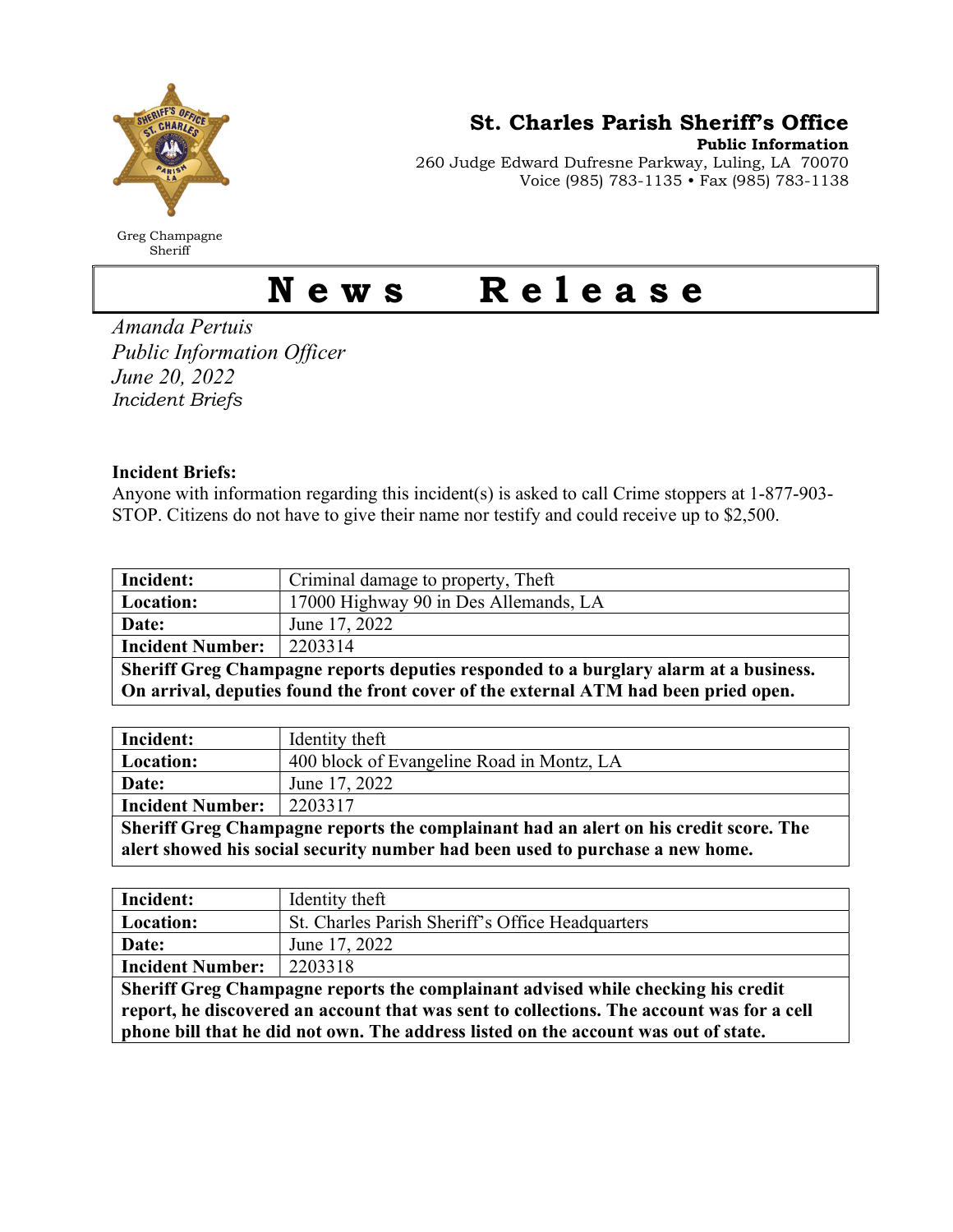# St. Charles Parish Sheriff's Office

**Public Information**
260 Judge Edward Dufresne Parkway, Luling, LA 70070
Voice (985) 783-1135 • Fax (985) 783-1138

Greg Champagne
Sheriff

# News Release

*Amanda Pertuis*
*Public Information Officer*
*June 20, 2022*
*Incident Briefs*

**Incident Briefs:**
Anyone with information regarding this incident(s) is asked to call Crime stoppers at 1-877-903-STOP. Citizens do not have to give their name nor testify and could receive up to $2,500.

| **Incident:** | Criminal damage to property, Theft |
|---|---|
| **Location:** | 17000 Highway 90 in Des Allemands, LA |
| **Date:** | June 17, 2022 |
| **Incident Number:** | 2203314 |
| **Sheriff Greg Champagne reports deputies responded to a burglary alarm at a business. On arrival, deputies found the front cover of the external ATM had been pried open.** | |

| **Incident:** | Identity theft |
|---|---|
| **Location:** | 400 block of Evangeline Road in Montz, LA |
| **Date:** | June 17, 2022 |
| **Incident Number:** | 2203317 |
| **Sheriff Greg Champagne reports the complainant had an alert on his credit score. The alert showed his social security number had been used to purchase a new home.** | |

| **Incident:** | Identity theft |
|---|---|
| **Location:** | St. Charles Parish Sheriff's Office Headquarters |
| **Date:** | June 17, 2022 |
| **Incident Number:** | 2203318 |
| **Sheriff Greg Champagne reports the complainant advised while checking his credit report, he discovered an account that was sent to collections. The account was for a cell phone bill that he did not own. The address listed on the account was out of state.** | |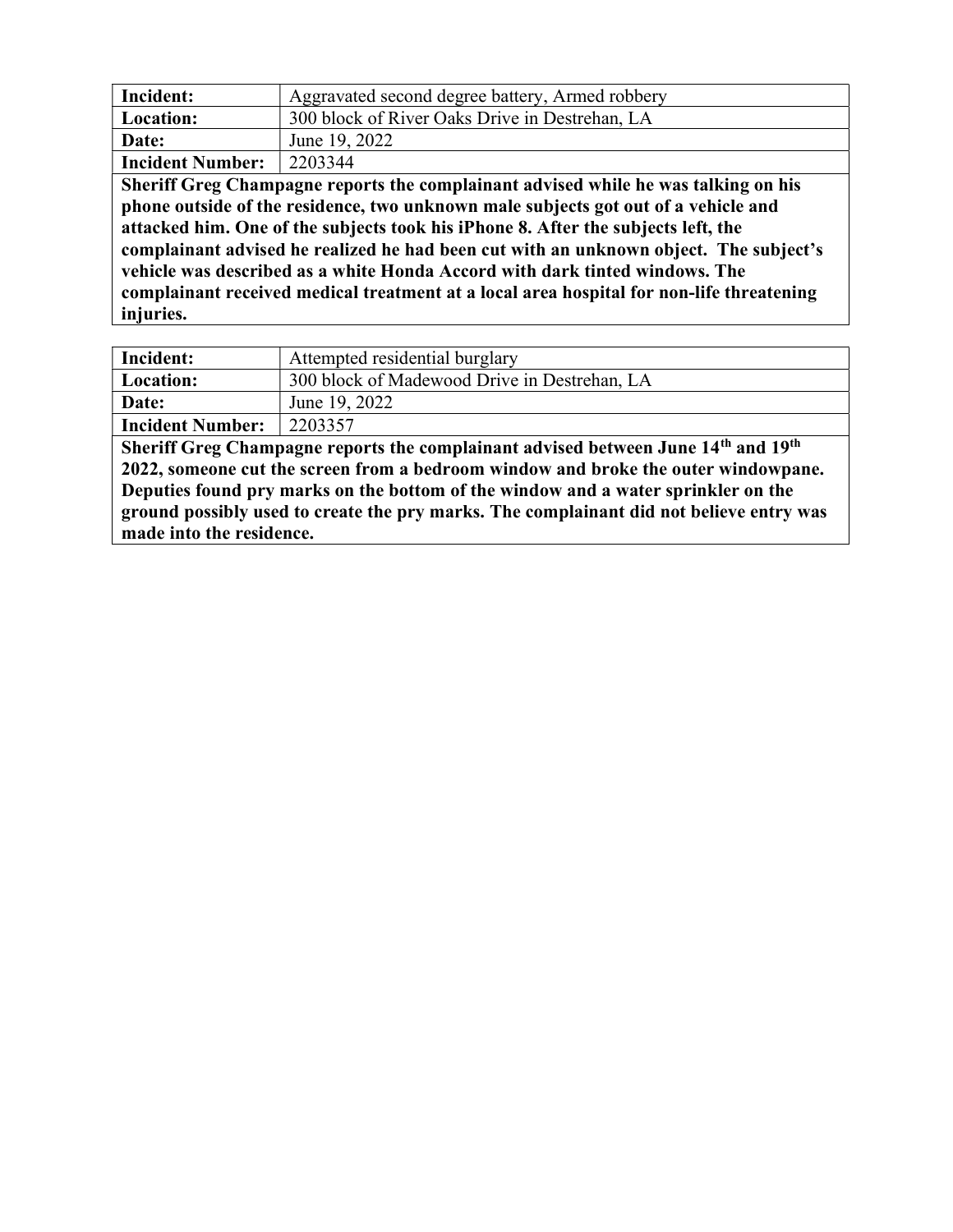| | |
|---|---|
| **Incident:** | Aggravated second degree battery, Armed robbery |
| **Location:** | 300 block of River Oaks Drive in Destrehan, LA |
| **Date:** | June 19, 2022 |
| **Incident Number:** | 2203344 |

**Sheriff Greg Champagne reports the complainant advised while he was talking on his phone outside of the residence, two unknown male subjects got out of a vehicle and attacked him. One of the subjects took his iPhone 8. After the subjects left, the complainant advised he realized he had been cut with an unknown object. The subject's vehicle was described as a white Honda Accord with dark tinted windows. The complainant received medical treatment at a local area hospital for non-life threatening injuries.**

| | |
|---|---|
| **Incident:** | Attempted residential burglary |
| **Location:** | 300 block of Madewood Drive in Destrehan, LA |
| **Date:** | June 19, 2022 |
| **Incident Number:** | 2203357 |

**Sheriff Greg Champagne reports the complainant advised between June 14th and 19th 2022, someone cut the screen from a bedroom window and broke the outer windowpane. Deputies found pry marks on the bottom of the window and a water sprinkler on the ground possibly used to create the pry marks. The complainant did not believe entry was made into the residence.**